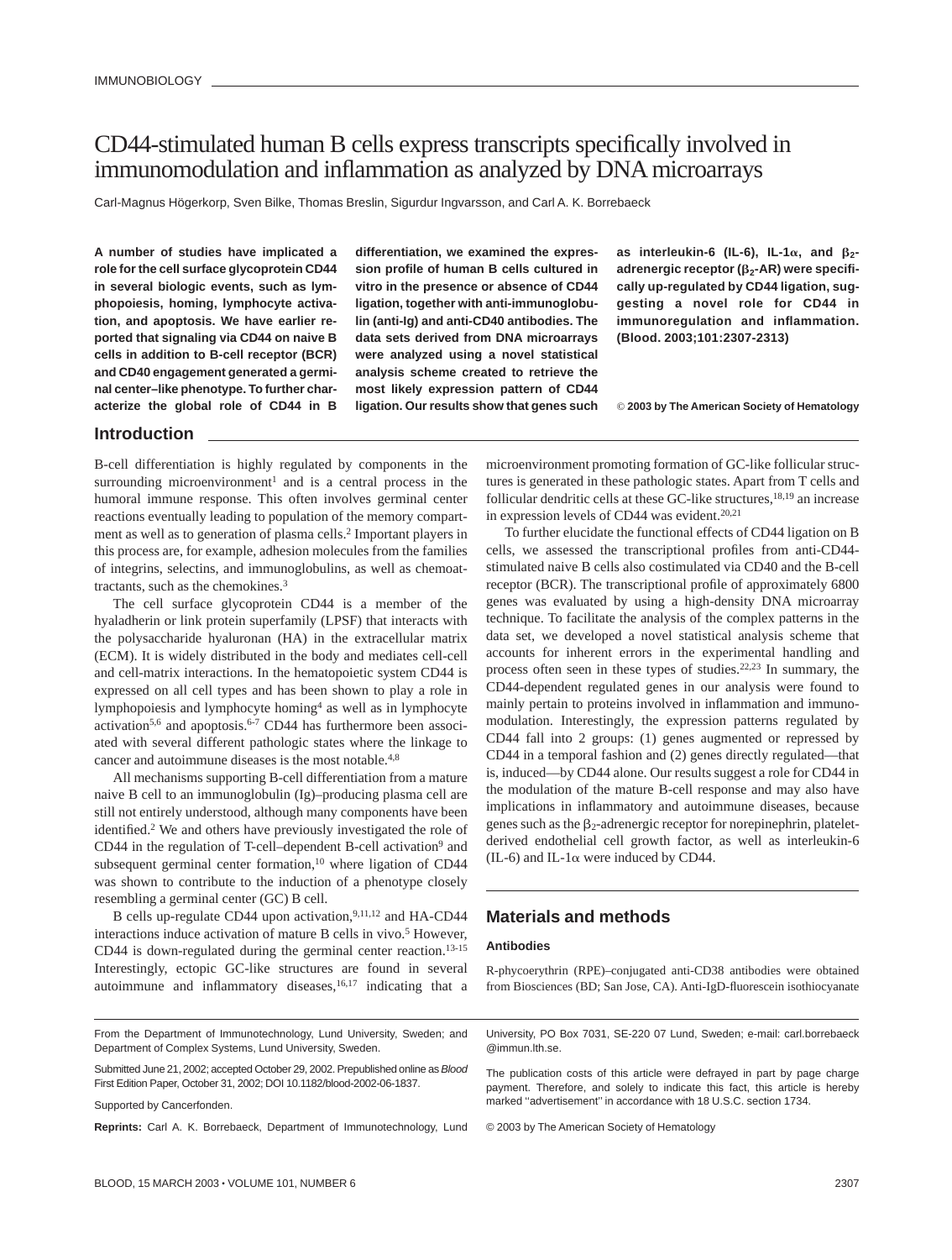# CD44-stimulated human B cells express transcripts specifically involved in immunomodulation and inflammation as analyzed by DNA microarrays

Carl-Magnus Högerkorp, Sven Bilke, Thomas Breslin, Sigurdur Ingvarsson, and Carl A. K. Borrebaeck

**A number of studies have implicated a role for the cell surface glycoprotein CD44 in several biologic events, such as lymphopoiesis, homing, lymphocyte activation, and apoptosis. We have earlier reported that signaling via CD44 on naive B cells in addition to B-cell receptor (BCR) and CD40 engagement generated a germinal center–like phenotype. To further characterize the global role of CD44 in B differentiation, we examined the expression profile of human B cells cultured in vitro in the presence or absence of CD44 ligation, together with anti-immunoglobulin (anti-Ig) and anti-CD40 antibodies. The data sets derived from DNA microarrays were analyzed using a novel statistical analysis scheme created to retrieve the most likely expression pattern of CD44 ligation. Our results show that genes such as interleukin-6 (IL-6), IL-1α, and $\beta_2$-adrenergic receptor ($\beta_2$-AR) were specifically up-regulated by CD44 ligation, suggesting a novel role for CD44 in immunoregulation and inflammation. (Blood. 2003;101:2307-2313)**

**© 2003 by The American Society of Hematology**

## Introduction

B-cell differentiation is highly regulated by components in the surrounding microenvironment[1] and is a central process in the humoral immune response. This often involves germinal center reactions eventually leading to population of the memory compartment as well as to generation of plasma cells.[2] Important players in this process are, for example, adhesion molecules from the families of integrins, selectins, and immunoglobulins, as well as chemoattractants, such as the chemokines.[3]

The cell surface glycoprotein CD44 is a member of the hyaladherin or link protein superfamily (LPSF) that interacts with the polysaccharide hyaluronan (HA) in the extracellular matrix (ECM). It is widely distributed in the body and mediates cell-cell and cell-matrix interactions. In the hematopoietic system CD44 is expressed on all cell types and has been shown to play a role in lymphopoiesis and lymphocyte homing[4] as well as in lymphocyte activation[5,6] and apoptosis.[6-7] CD44 has furthermore been associated with several different pathologic states where the linkage to cancer and autoimmune diseases is the most notable.[4,8]

All mechanisms supporting B-cell differentiation from a mature naive B cell to an immunoglobulin (Ig)–producing plasma cell are still not entirely understood, although many components have been identified.[2] We and others have previously investigated the role of CD44 in the regulation of T-cell–dependent B-cell activation[9] and subsequent germinal center formation,[10] where ligation of CD44 was shown to contribute to the induction of a phenotype closely resembling a germinal center (GC) B cell.

B cells up-regulate CD44 upon activation,[9,11,12] and HA-CD44 interactions induce activation of mature B cells in vivo.[5] However, CD44 is down-regulated during the germinal center reaction.[13-15] Interestingly, ectopic GC-like structures are found in several autoimmune and inflammatory diseases,[16,17] indicating that a microenvironment promoting formation of GC-like follicular structures is generated in these pathologic states. Apart from T cells and follicular dendritic cells at these GC-like structures,[18,19] an increase in expression levels of CD44 was evident.[20,21]

To further elucidate the functional effects of CD44 ligation on B cells, we assessed the transcriptional profiles from anti-CD44-stimulated naive B cells also costimulated via CD40 and the B-cell receptor (BCR). The transcriptional profile of approximately 6800 genes was evaluated by using a high-density DNA microarray technique. To facilitate the analysis of the complex patterns in the data set, we developed a novel statistical analysis scheme that accounts for inherent errors in the experimental handling and process often seen in these types of studies.[22,23] In summary, the CD44-dependent regulated genes in our analysis were found to mainly pertain to proteins involved in inflammation and immunomodulation. Interestingly, the expression patterns regulated by CD44 fall into 2 groups: (1) genes augmented or repressed by CD44 in a temporal fashion and (2) genes directly regulated—that is, induced—by CD44 alone. Our results suggest a role for CD44 in the modulation of the mature B-cell response and may also have implications in inflammatory and autoimmune diseases, because genes such as the $\beta_2$-adrenergic receptor for norepinephrin, platelet-derived endothelial cell growth factor, as well as interleukin-6 (IL-6) and IL-1α were induced by CD44.

## Materials and methods

### Antibodies

R-phycoerythrin (RPE)–conjugated anti-CD38 antibodies were obtained from Biosciences (BD; San Jose, CA). Anti-IgD-fluorescein isothiocyanate

From the Department of Immunotechnology, Lund University, Sweden; and Department of Complex Systems, Lund University, Sweden.

Submitted June 21, 2002; accepted October 29, 2002. Prepublished online as *Blood* First Edition Paper, October 31, 2002; DOI 10.1182/blood-2002-06-1837.

Supported by Cancerfonden.

**Reprints:** Carl A. K. Borrebaeck, Department of Immunotechnology, Lund University, PO Box 7031, SE-220 07 Lund, Sweden; e-mail: carl.borrebaeck@immun.lth.se.

The publication costs of this article were defrayed in part by page charge payment. Therefore, and solely to indicate this fact, this article is hereby marked "advertisement" in accordance with 18 U.S.C. section 1734.

© 2003 by The American Society of Hematology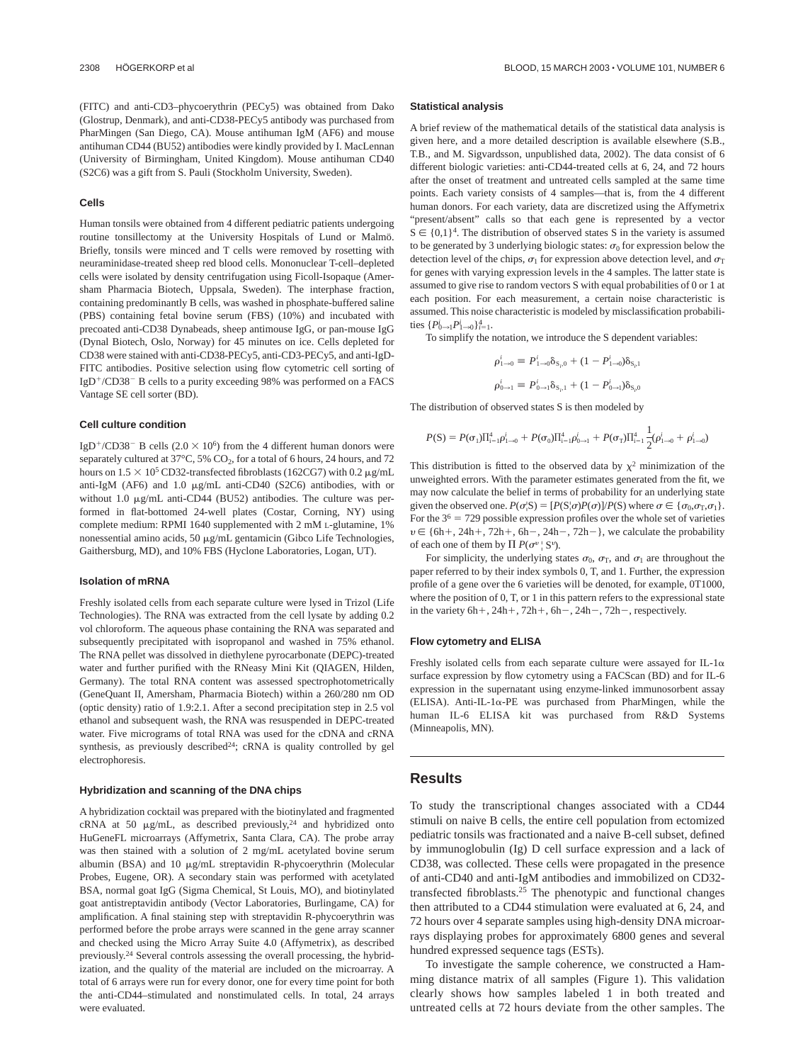(FITC) and anti-CD3–phycoerythrin (PECy5) was obtained from Dako (Glostrup, Denmark), and anti-CD38-PECy5 antibody was purchased from PharMingen (San Diego, CA). Mouse antihuman IgM (AF6) and mouse antihuman CD44 (BU52) antibodies were kindly provided by I. MacLennan (University of Birmingham, United Kingdom). Mouse antihuman CD40 (S2C6) was a gift from S. Pauli (Stockholm University, Sweden).

### Cells

Human tonsils were obtained from 4 different pediatric patients undergoing routine tonsillectomy at the University Hospitals of Lund or Malmö. Briefly, tonsils were minced and T cells were removed by rosetting with neuraminidase-treated sheep red blood cells. Mononuclear T-cell–depleted cells were isolated by density centrifugation using Ficoll-Isopaque (Amersham Pharmacia Biotech, Uppsala, Sweden). The interphase fraction, containing predominantly B cells, was washed in phosphate-buffered saline (PBS) containing fetal bovine serum (FBS) (10%) and incubated with precoated anti-CD38 Dynabeads, sheep antimouse IgG, or pan-mouse IgG (Dynal Biotech, Oslo, Norway) for 45 minutes on ice. Cells depleted for CD38 were stained with anti-CD38-PECy5, anti-CD3-PECy5, and anti-IgD-FITC antibodies. Positive selection using flow cytometric cell sorting of $IgD^+/CD38^-$ B cells to a purity exceeding 98% was performed on a FACS Vantage SE cell sorter (BD).

### Cell culture condition

$IgD^+/CD38^-$ B cells ($2.0 \times 10^6$) from the 4 different human donors were separately cultured at 37°C, 5% $CO_2$, for a total of 6 hours, 24 hours, and 72 hours on $1.5 \times 10^5$ CD32-transfected fibroblasts (162CG7) with 0.2 μg/mL anti-IgM (AF6) and 1.0 μg/mL anti-CD40 (S2C6) antibodies, with or without 1.0 μg/mL anti-CD44 (BU52) antibodies. The culture was performed in flat-bottomed 24-well plates (Costar, Corning, NY) using complete medium: RPMI 1640 supplemented with 2 mM L-glutamine, 1% nonessential amino acids, 50 μg/mL gentamicin (Gibco Life Technologies, Gaithersburg, MD), and 10% FBS (Hyclone Laboratories, Logan, UT).

### Isolation of mRNA

Freshly isolated cells from each separate culture were lysed in Trizol (Life Technologies). The RNA was extracted from the cell lysate by adding 0.2 vol chloroform. The aqueous phase containing the RNA was separated and subsequently precipitated with isopropanol and washed in 75% ethanol. The RNA pellet was dissolved in diethylene pyrocarbonate (DEPC)-treated water and further purified with the RNeasy Mini Kit (QIAGEN, Hilden, Germany). The total RNA content was assessed spectrophotometrically (GeneQuant II, Amersham, Pharmacia Biotech) within a 260/280 nm OD (optic density) ratio of 1.9:2.1. After a second precipitation step in 2.5 vol ethanol and subsequent wash, the RNA was resuspended in DEPC-treated water. Five micrograms of total RNA was used for the cDNA and cRNA synthesis, as previously described[24]; cRNA is quality controlled by gel electrophoresis.

### Hybridization and scanning of the DNA chips

A hybridization cocktail was prepared with the biotinylated and fragmented cRNA at 50 μg/mL, as described previously,[24] and hybridized onto HuGeneFL microarrays (Affymetrix, Santa Clara, CA). The probe array was then stained with a solution of 2 mg/mL acetylated bovine serum albumin (BSA) and 10 μg/mL streptavidin R-phycoerythrin (Molecular Probes, Eugene, OR). A secondary stain was performed with acetylated BSA, normal goat IgG (Sigma Chemical, St Louis, MO), and biotinylated goat antistreptavidin antibody (Vector Laboratories, Burlingame, CA) for amplification. A final staining step with streptavidin R-phycoerythrin was performed before the probe arrays were scanned in the gene array scanner and checked using the Micro Array Suite 4.0 (Affymetrix), as described previously.[24] Several controls assessing the overall processing, the hybridization, and the quality of the material are included on the microarray. A total of 6 arrays were run for every donor, one for every time point for both the anti-CD44–stimulated and nonstimulated cells. In total, 24 arrays were evaluated.

### Statistical analysis

A brief review of the mathematical details of the statistical data analysis is given here, and a more detailed description is available elsewhere (S.B., T.B., and M. Sigvardsson, unpublished data, 2002). The data consist of 6 different biologic varieties: anti-CD44-treated cells at 6, 24, and 72 hours after the onset of treatment and untreated cells sampled at the same time points. Each variety consists of 4 samples—that is, from the 4 different human donors. For each variety, data are discretized using the Affymetrix "present/absent" calls so that each gene is represented by a vector $S \in \{0,1\}^4$. The distribution of observed states S in the variety is assumed to be generated by 3 underlying biologic states: $\sigma_0$ for expression below the detection level of the chips, $\sigma_1$ for expression above detection level, and $\sigma_T$ for genes with varying expression levels in the 4 samples. The latter state is assumed to give rise to random vectors S with equal probabilities of 0 or 1 at each position. For each measurement, a certain noise characteristic is assumed. This noise characteristic is modeled by misclassification probabilities $\{P^i_{0\rightarrow1}P^i_{1\rightarrow0}\}^4_{i=1}$.

To simplify the notation, we introduce the S dependent variables:

$$\rho^i_{1\rightarrow0} \equiv P^i_{1\rightarrow0}\delta_{S_i,0} + (1 - P^i_{1\rightarrow0})\delta_{S_i,1}$$

$$\rho^i_{0\rightarrow1} \equiv P^i_{0\rightarrow1}\delta_{S_i,1} + (1 - P^i_{0\rightarrow1})\delta_{S_i,0}$$

The distribution of observed states S is then modeled by

$$P(S) = P(\sigma_1)\Pi^4_{i=1}\rho^i_{1\rightarrow0} + P(\sigma_0)\Pi^4_{i=1}\rho^i_{0\rightarrow1} + P(\sigma_T)\Pi^4_{i=1}\frac{1}{2}(\rho^i_{1\rightarrow0} + \rho^i_{1\rightarrow0})$$

This distribution is fitted to the observed data by $\chi^2$ minimization of the unweighted errors. With the parameter estimates generated from the fit, we may now calculate the belief in terms of probability for an underlying state given the observed one. $P(\sigma \mid S) = [P(S \mid \sigma)P(\sigma)]/P(S)$ where $\sigma \in \{\sigma_0, \sigma_T, \sigma_1\}$. For the $3^6 = 729$ possible expression profiles over the whole set of varieties $v \in \{6h+, 24h+, 72h+, 6h-, 24h-, 72h-\}$, we calculate the probability of each one of them by $\Pi\, P(\sigma^v \mid S^v)$.

For simplicity, the underlying states $\sigma_0$, $\sigma_T$, and $\sigma_1$ are throughout the paper referred to by their index symbols 0, T, and 1. Further, the expression profile of a gene over the 6 varieties will be denoted, for example, 0T1000, where the position of 0, T, or 1 in this pattern refers to the expressional state in the variety 6h+, 24h+, 72h+, 6h−, 24h−, 72h−, respectively.

### Flow cytometry and ELISA

Freshly isolated cells from each separate culture were assayed for IL-1α surface expression by flow cytometry using a FACScan (BD) and for IL-6 expression in the supernatant using enzyme-linked immunosorbent assay (ELISA). Anti-IL-1α-PE was purchased from PharMingen, while the human IL-6 ELISA kit was purchased from R&D Systems (Minneapolis, MN).

## Results

To study the transcriptional changes associated with a CD44 stimuli on naive B cells, the entire cell population from ectomized pediatric tonsils was fractionated and a naive B-cell subset, defined by immunoglobulin (Ig) D cell surface expression and a lack of CD38, was collected. These cells were propagated in the presence of anti-CD40 and anti-IgM antibodies and immobilized on CD32-transfected fibroblasts.[25] The phenotypic and functional changes then attributed to a CD44 stimulation were evaluated at 6, 24, and 72 hours over 4 separate samples using high-density DNA microarrays displaying probes for approximately 6800 genes and several hundred expressed sequence tags (ESTs).

To investigate the sample coherence, we constructed a Hamming distance matrix of all samples (Figure 1). This validation clearly shows how samples labeled 1 in both treated and untreated cells at 72 hours deviate from the other samples. The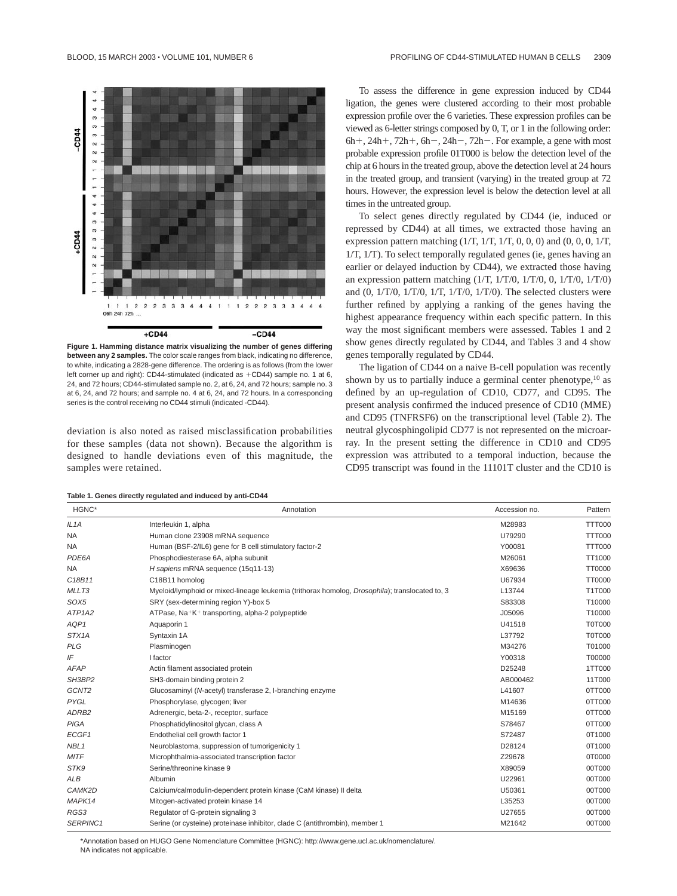**Figure 1. Hamming distance matrix visualizing the number of genes differing between any 2 samples.** The color scale ranges from black, indicating no difference, to white, indicating a 2828-gene difference. The ordering is as follows (from the lower left corner up and right): CD44-stimulated (indicated as +CD44) sample no. 1 at 6, 24, and 72 hours; CD44-stimulated sample no. 2, at 6, 24, and 72 hours; sample no. 3 at 6, 24, and 72 hours; and sample no. 4 at 6, 24, and 72 hours. In a corresponding series is the control receiving no CD44 stimuli (indicated -CD44).

deviation is also noted as raised misclassification probabilities for these samples (data not shown). Because the algorithm is designed to handle deviations even of this magnitude, the samples were retained.

To assess the difference in gene expression induced by CD44 ligation, the genes were clustered according to their most probable expression profile over the 6 varieties. These expression profiles can be viewed as 6-letter strings composed by 0, T, or 1 in the following order: 6h+, 24h+, 72h+, 6h−, 24h−, 72h−. For example, a gene with most probable expression profile 01T000 is below the detection level of the chip at 6 hours in the treated group, above the detection level at 24 hours in the treated group, and transient (varying) in the treated group at 72 hours. However, the expression level is below the detection level at all times in the untreated group.

To select genes directly regulated by CD44 (ie, induced or repressed by CD44) at all times, we extracted those having an expression pattern matching (1/T, 1/T, 1/T, 0, 0, 0) and (0, 0, 0, 1/T, 1/T, 1/T). To select temporally regulated genes (ie, genes having an earlier or delayed induction by CD44), we extracted those having an expression pattern matching (1/T, 1/T/0, 1/T/0, 0, 1/T/0, 1/T/0) and (0, 1/T/0, 1/T/0, 1/T, 1/T/0, 1/T/0). The selected clusters were further refined by applying a ranking of the genes having the highest appearance frequency within each specific pattern. In this way the most significant members were assessed. Tables 1 and 2 show genes directly regulated by CD44, and Tables 3 and 4 show genes temporally regulated by CD44.

The ligation of CD44 on a naive B-cell population was recently shown by us to partially induce a germinal center phenotype,[10] as defined by an up-regulation of CD10, CD77, and CD95. The present analysis confirmed the induced presence of CD10 (MME) and CD95 (TNFRSF6) on the transcriptional level (Table 2). The neutral glycosphingolipid CD77 is not represented on the microarray. In the present setting the difference in CD10 and CD95 expression was attributed to a temporal induction, because the CD95 transcript was found in the 11101T cluster and the CD10 is

**Table 1. Genes directly regulated and induced by anti-CD44**

| HGNC* | Annotation | Accession no. | Pattern |
|---|---|---|---|
| *IL1A* | Interleukin 1, alpha | M28983 | TTT000 |
| NA | Human clone 23908 mRNA sequence | U79290 | TTT000 |
| NA | Human (BSF-2/IL6) gene for B cell stimulatory factor-2 | Y00081 | TTT000 |
| *PDE6A* | Phosphodiesterase 6A, alpha subunit | M26061 | TT1000 |
| NA | *H sapiens* mRNA sequence (15q11-13) | X69636 | TT0000 |
| *C18B11* | C18B11 homolog | U67934 | TT0000 |
| *MLLT3* | Myeloid/lymphoid or mixed-lineage leukemia (trithorax homolog, *Drosophila*); translocated to, 3 | L13744 | T1T000 |
| *SOX5* | SRY (sex-determining region Y)-box 5 | S83308 | T10000 |
| *ATP1A2* | ATPase, Na+K+ transporting, alpha-2 polypeptide | J05096 | T10000 |
| *AQP1* | Aquaporin 1 | U41518 | T0T000 |
| *STX1A* | Syntaxin 1A | L37792 | T0T000 |
| *PLG* | Plasminogen | M34276 | T01000 |
| *IF* | I factor | Y00318 | T00000 |
| *AFAP* | Actin filament associated protein | D25248 | 1TT000 |
| *SH3BP2* | SH3-domain binding protein 2 | AB000462 | 11T000 |
| *GCNT2* | Glucosaminyl (*N*-acetyl) transferase 2, I-branching enzyme | L41607 | 0TT000 |
| *PYGL* | Phosphorylase, glycogen; liver | M14636 | 0TT000 |
| *ADRB2* | Adrenergic, beta-2-, receptor, surface | M15169 | 0TT000 |
| *PIGA* | Phosphatidylinositol glycan, class A | S78467 | 0TT000 |
| *ECGF1* | Endothelial cell growth factor 1 | S72487 | 0T1000 |
| *NBL1* | Neuroblastoma, suppression of tumorigenicity 1 | D28124 | 0T1000 |
| *MITF* | Microphthalmia-associated transcription factor | Z29678 | 0T0000 |
| *STK9* | Serine/threonine kinase 9 | X89059 | 00T000 |
| *ALB* | Albumin | U22961 | 00T000 |
| *CAMK2D* | Calcium/calmodulin-dependent protein kinase (CaM kinase) II delta | U50361 | 00T000 |
| *MAPK14* | Mitogen-activated protein kinase 14 | L35253 | 00T000 |
| *RGS3* | Regulator of G-protein signaling 3 | U27655 | 00T000 |
| *SERPINC1* | Serine (or cysteine) proteinase inhibitor, clade C (antithrombin), member 1 | M21642 | 00T000 |

*Annotation based on HUGO Gene Nomenclature Committee (HGNC): http://www.gene.ucl.ac.uk/nomenclature/.
NA indicates not applicable.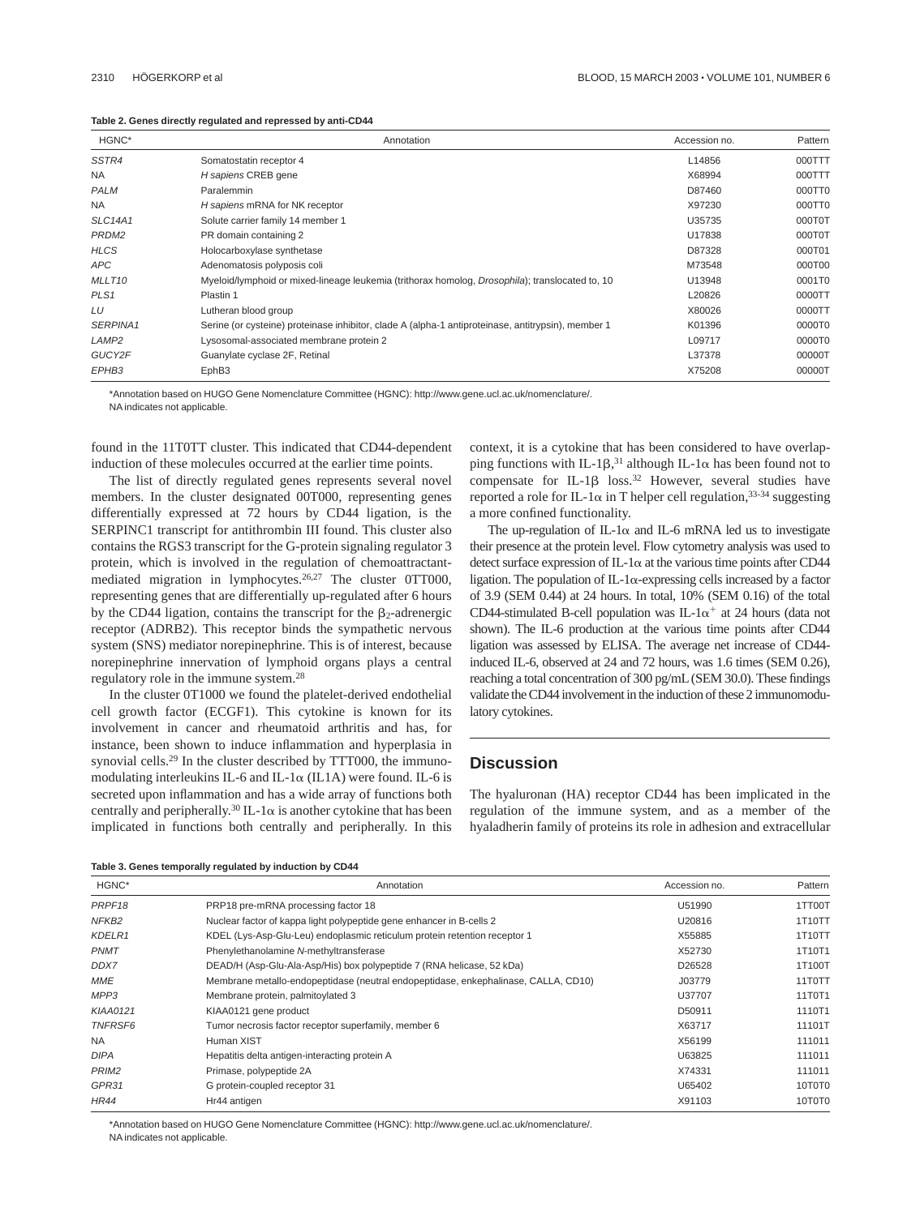**Table 2. Genes directly regulated and repressed by anti-CD44**

| HGNC* | Annotation | Accession no. | Pattern |
|---|---|---|---|
| *SSTR4* | Somatostatin receptor 4 | L14856 | 000TTT |
| NA | *H sapiens* CREB gene | X68994 | 000TTT |
| *PALM* | Paralemmin | D87460 | 000TT0 |
| NA | *H sapiens* mRNA for NK receptor | X97230 | 000TT0 |
| *SLC14A1* | Solute carrier family 14 member 1 | U35735 | 000T0T |
| *PRDM2* | PR domain containing 2 | U17838 | 000T0T |
| *HLCS* | Holocarboxylase synthetase | D87328 | 000T01 |
| *APC* | Adenomatosis polyposis coli | M73548 | 000T00 |
| *MLLT10* | Myeloid/lymphoid or mixed-lineage leukemia (trithorax homolog, *Drosophila*); translocated to, 10 | U13948 | 0001T0 |
| *PLS1* | Plastin 1 | L20826 | 0000TT |
| *LU* | Lutheran blood group | X80026 | 0000TT |
| *SERPINA1* | Serine (or cysteine) proteinase inhibitor, clade A (alpha-1 antiproteinase, antitrypsin), member 1 | K01396 | 0000T0 |
| *LAMP2* | Lysosomal-associated membrane protein 2 | L09717 | 0000T0 |
| *GUCY2F* | Guanylate cyclase 2F, Retinal | L37378 | 00000T |
| *EPHB3* | EphB3 | X75208 | 00000T |

*Annotation based on HUGO Gene Nomenclature Committee (HGNC): http://www.gene.ucl.ac.uk/nomenclature/.
NA indicates not applicable.

found in the 11T0TT cluster. This indicated that CD44-dependent induction of these molecules occurred at the earlier time points.

The list of directly regulated genes represents several novel members. In the cluster designated 00T000, representing genes differentially expressed at 72 hours by CD44 ligation, is the SERPINC1 transcript for antithrombin III found. This cluster also contains the RGS3 transcript for the G-protein signaling regulator 3 protein, which is involved in the regulation of chemoattractant-mediated migration in lymphocytes.[26,27] The cluster 0TT000, representing genes that are differentially up-regulated after 6 hours by the CD44 ligation, contains the transcript for the $\beta_2$-adrenergic receptor (ADRB2). This receptor binds the sympathetic nervous system (SNS) mediator norepinephrine. This is of interest, because norepinephrine innervation of lymphoid organs plays a central regulatory role in the immune system.[28]

In the cluster 0T1000 we found the platelet-derived endothelial cell growth factor (ECGF1). This cytokine is known for its involvement in cancer and rheumatoid arthritis and has, for instance, been shown to induce inflammation and hyperplasia in synovial cells.[29] In the cluster described by TTT000, the immunomodulating interleukins IL-6 and IL-1$\alpha$ (IL1A) were found. IL-6 is secreted upon inflammation and has a wide array of functions both centrally and peripherally.[30] IL-1$\alpha$ is another cytokine that has been implicated in functions both centrally and peripherally. In this context, it is a cytokine that has been considered to have overlapping functions with IL-1$\beta$,[31] although IL-1$\alpha$ has been found not to compensate for IL-1$\beta$ loss.[32] However, several studies have reported a role for IL-1$\alpha$ in T helper cell regulation,[33-34] suggesting a more confined functionality.

The up-regulation of IL-1$\alpha$ and IL-6 mRNA led us to investigate their presence at the protein level. Flow cytometry analysis was used to detect surface expression of IL-1$\alpha$ at the various time points after CD44 ligation. The population of IL-1$\alpha$-expressing cells increased by a factor of 3.9 (SEM 0.44) at 24 hours. In total, 10% (SEM 0.16) of the total CD44-stimulated B-cell population was IL-1$\alpha^+$ at 24 hours (data not shown). The IL-6 production at the various time points after CD44 ligation was assessed by ELISA. The average net increase of CD44-induced IL-6, observed at 24 and 72 hours, was 1.6 times (SEM 0.26), reaching a total concentration of 300 pg/mL (SEM 30.0). These findings validate the CD44 involvement in the induction of these 2 immunomodulatory cytokines.

## Discussion

The hyaluronan (HA) receptor CD44 has been implicated in the regulation of the immune system, and as a member of the hyaladherin family of proteins its role in adhesion and extracellular

**Table 3. Genes temporally regulated by induction by CD44**

| HGNC* | Annotation | Accession no. | Pattern |
|---|---|---|---|
| *PRPF18* | PRP18 pre-mRNA processing factor 18 | U51990 | 1TT00T |
| *NFKB2* | Nuclear factor of kappa light polypeptide gene enhancer in B-cells 2 | U20816 | 1T10TT |
| *KDELR1* | KDEL (Lys-Asp-Glu-Leu) endoplasmic reticulum protein retention receptor 1 | X55885 | 1T10TT |
| *PNMT* | Phenylethanolamine *N*-methyltransferase | X52730 | 1T10T1 |
| *DDX7* | DEAD/H (Asp-Glu-Ala-Asp/His) box polypeptide 7 (RNA helicase, 52 kDa) | D26528 | 1T100T |
| *MME* | Membrane metallo-endopeptidase (neutral endopeptidase, enkephalinase, CALLA, CD10) | J03779 | 11T0TT |
| *MPP3* | Membrane protein, palmitoylated 3 | U37707 | 11T0T1 |
| *KIAA0121* | KIAA0121 gene product | D50911 | 1110T1 |
| *TNFRSF6* | Tumor necrosis factor receptor superfamily, member 6 | X63717 | 11101T |
| NA | Human XIST | X56199 | 111011 |
| *DIPA* | Hepatitis delta antigen-interacting protein A | U63825 | 111011 |
| *PRIM2* | Primase, polypeptide 2A | X74331 | 111011 |
| *GPR31* | G protein-coupled receptor 31 | U65402 | 10T0T0 |
| *HR44* | Hr44 antigen | X91103 | 10T0T0 |

*Annotation based on HUGO Gene Nomenclature Committee (HGNC): http://www.gene.ucl.ac.uk/nomenclature/.
NA indicates not applicable.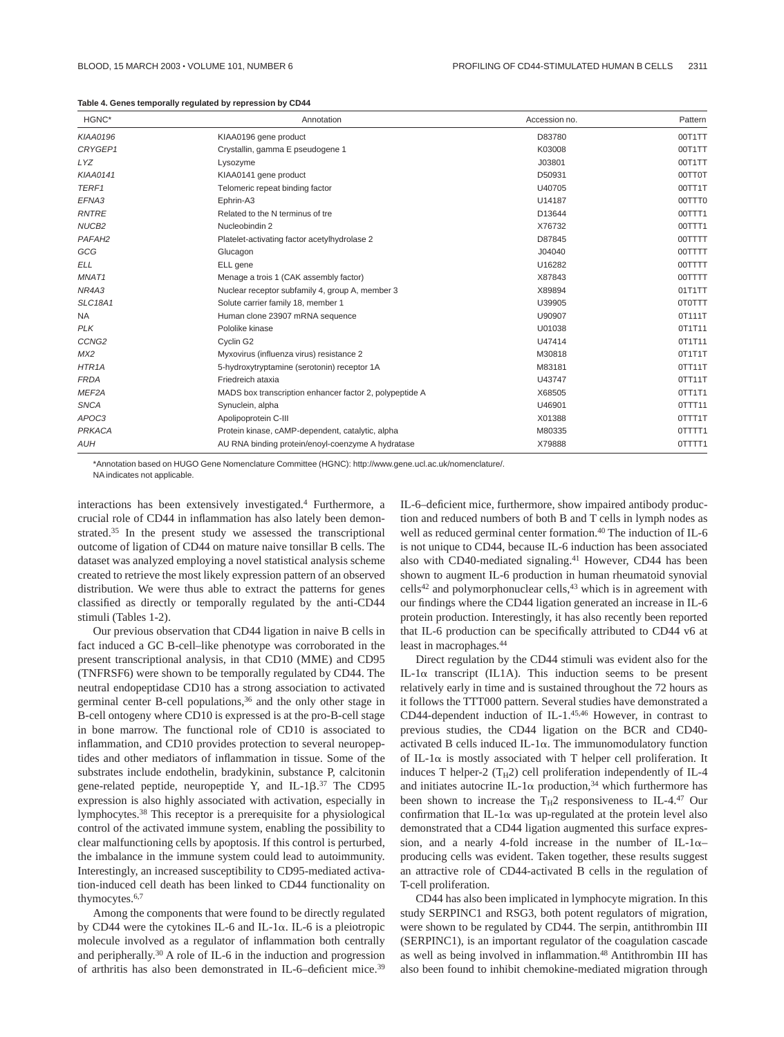**Table 4. Genes temporally regulated by repression by CD44**

| HGNC* | Annotation | Accession no. | Pattern |
|---|---|---|---|
| *KIAA0196* | KIAA0196 gene product | D83780 | 00T1TT |
| *CRYGEP1* | Crystallin, gamma E pseudogene 1 | K03008 | 00T1TT |
| *LYZ* | Lysozyme | J03801 | 00T1TT |
| *KIAA0141* | KIAA0141 gene product | D50931 | 00TT0T |
| *TERF1* | Telomeric repeat binding factor | U40705 | 00TT1T |
| *EFNA3* | Ephrin-A3 | U14187 | 00TTT0 |
| *RNTRE* | Related to the N terminus of tre | D13644 | 00TTT1 |
| *NUCB2* | Nucleobindin 2 | X76732 | 00TTT1 |
| *PAFAH2* | Platelet-activating factor acetylhydrolase 2 | D87845 | 00TTTT |
| *GCG* | Glucagon | J04040 | 00TTTT |
| *ELL* | ELL gene | U16282 | 00TTTT |
| *MNAT1* | Menage a trois 1 (CAK assembly factor) | X87843 | 00TTTT |
| *NR4A3* | Nuclear receptor subfamily 4, group A, member 3 | X89894 | 01T1TT |
| *SLC18A1* | Solute carrier family 18, member 1 | U39905 | 0T0TTT |
| NA | Human clone 23907 mRNA sequence | U90907 | 0T111T |
| *PLK* | Pololike kinase | U01038 | 0T1T11 |
| *CCNG2* | Cyclin G2 | U47414 | 0T1T11 |
| *MX2* | Myxovirus (influenza virus) resistance 2 | M30818 | 0T1T1T |
| *HTR1A* | 5-hydroxytryptamine (serotonin) receptor 1A | M83181 | 0TT11T |
| *FRDA* | Friedreich ataxia | U43747 | 0TT11T |
| *MEF2A* | MADS box transcription enhancer factor 2, polypeptide A | X68505 | 0TT1T1 |
| *SNCA* | Synuclein, alpha | U46901 | 0TTT11 |
| *APOC3* | Apolipoprotein C-III | X01388 | 0TTT1T |
| *PRKACA* | Protein kinase, cAMP-dependent, catalytic, alpha | M80335 | 0TTTT1 |
| *AUH* | AU RNA binding protein/enoyl-coenzyme A hydratase | X79888 | 0TTTT1 |

*Annotation based on HUGO Gene Nomenclature Committee (HGNC): http://www.gene.ucl.ac.uk/nomenclature/.

NA indicates not applicable.

interactions has been extensively investigated.[4] Furthermore, a crucial role of CD44 in inflammation has also lately been demonstrated.[35] In the present study we assessed the transcriptional outcome of ligation of CD44 on mature naive tonsillar B cells. The dataset was analyzed employing a novel statistical analysis scheme created to retrieve the most likely expression pattern of an observed distribution. We were thus able to extract the patterns for genes classified as directly or temporally regulated by the anti-CD44 stimuli (Tables 1-2).

Our previous observation that CD44 ligation in naive B cells in fact induced a GC B-cell–like phenotype was corroborated in the present transcriptional analysis, in that CD10 (MME) and CD95 (TNFRSF6) were shown to be temporally regulated by CD44. The neutral endopeptidase CD10 has a strong association to activated germinal center B-cell populations,[36] and the only other stage in B-cell ontogeny where CD10 is expressed is at the pro-B-cell stage in bone marrow. The functional role of CD10 is associated to inflammation, and CD10 provides protection to several neuropeptides and other mediators of inflammation in tissue. Some of the substrates include endothelin, bradykinin, substance P, calcitonin gene-related peptide, neuropeptide Y, and IL-1β.[37] The CD95 expression is also highly associated with activation, especially in lymphocytes.[38] This receptor is a prerequisite for a physiological control of the activated immune system, enabling the possibility to clear malfunctioning cells by apoptosis. If this control is perturbed, the imbalance in the immune system could lead to autoimmunity. Interestingly, an increased susceptibility to CD95-mediated activation-induced cell death has been linked to CD44 functionality on thymocytes.[6,7]

Among the components that were found to be directly regulated by CD44 were the cytokines IL-6 and IL-1α. IL-6 is a pleiotropic molecule involved as a regulator of inflammation both centrally and peripherally.[30] A role of IL-6 in the induction and progression of arthritis has also been demonstrated in IL-6–deficient mice.[39] IL-6–deficient mice, furthermore, show impaired antibody production and reduced numbers of both B and T cells in lymph nodes as well as reduced germinal center formation.[40] The induction of IL-6 is not unique to CD44, because IL-6 induction has been associated also with CD40-mediated signaling.[41] However, CD44 has been shown to augment IL-6 production in human rheumatoid synovial cells[42] and polymorphonuclear cells,[43] which is in agreement with our findings where the CD44 ligation generated an increase in IL-6 protein production. Interestingly, it has also recently been reported that IL-6 production can be specifically attributed to CD44 v6 at least in macrophages.[44]

Direct regulation by the CD44 stimuli was evident also for the IL-1α transcript (IL1A). This induction seems to be present relatively early in time and is sustained throughout the 72 hours as it follows the TTT000 pattern. Several studies have demonstrated a CD44-dependent induction of IL-1.[45,46] However, in contrast to previous studies, the CD44 ligation on the BCR and CD40-activated B cells induced IL-1α. The immunomodulatory function of IL-1α is mostly associated with T helper cell proliferation. It induces T helper-2 ($T_H2$) cell proliferation independently of IL-4 and initiates autocrine IL-1α production,[34] which furthermore has been shown to increase the $T_H2$ responsiveness to IL-4.[47] Our confirmation that IL-1α is up-regulated at the protein level also demonstrated that a CD44 ligation augmented this surface expression, and a nearly 4-fold increase in the number of IL-1α–producing cells was evident. Taken together, these results suggest an attractive role of CD44-activated B cells in the regulation of T-cell proliferation.

CD44 has also been implicated in lymphocyte migration. In this study SERPINC1 and RSG3, both potent regulators of migration, were shown to be regulated by CD44. The serpin, antithrombin III (SERPINC1), is an important regulator of the coagulation cascade as well as being involved in inflammation.[48] Antithrombin III has also been found to inhibit chemokine-mediated migration through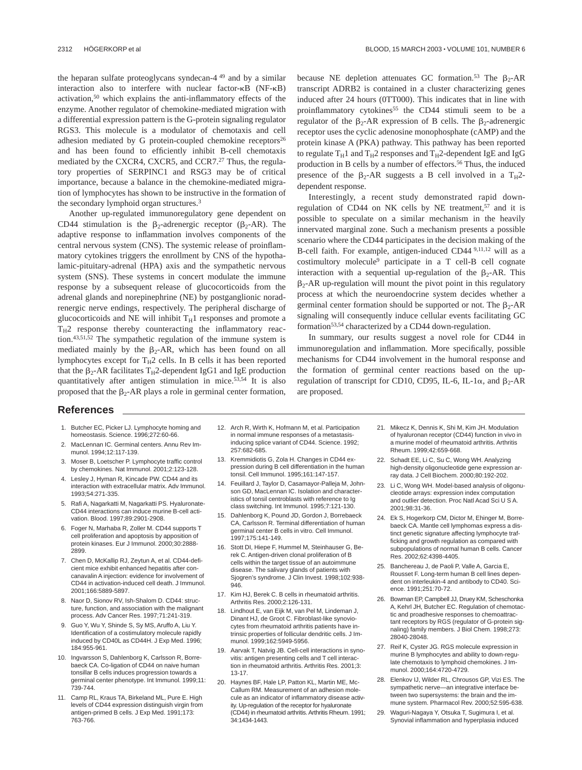the heparan sulfate proteoglycans syndecan-4 [49] and by a similar interaction also to interfere with nuclear factor-κB (NF-κB) activation,[50] which explains the anti-inflammatory effects of the enzyme. Another regulator of chemokine-mediated migration with a differential expression pattern is the G-protein signaling regulator RGS3. This molecule is a modulator of chemotaxis and cell adhesion mediated by G protein-coupled chemokine receptors[26] and has been found to efficiently inhibit B-cell chemotaxis mediated by the CXCR4, CXCR5, and CCR7.[27] Thus, the regulatory properties of SERPINC1 and RSG3 may be of critical importance, because a balance in the chemokine-mediated migration of lymphocytes has shown to be instructive in the formation of the secondary lymphoid organ structures.[3]

Another up-regulated immunoregulatory gene dependent on CD44 stimulation is the $\beta_2$-adrenergic receptor ($\beta_2$-AR). The adaptive response to inflammation involves components of the central nervous system (CNS). The systemic release of proinflammatory cytokines triggers the enrollment by CNS of the hypothalamic-pituitary-adrenal (HPA) axis and the sympathetic nervous system (SNS). These systems in concert modulate the immune response by a subsequent release of glucocorticoids from the adrenal glands and norepinephrine (NE) by postganglionic noradrenergic nerve endings, respectively. The peripheral discharge of glucocorticoids and NE will inhibit $T_H1$ responses and promote a $T_H2$ response thereby counteracting the inflammatory reaction.[43,51,52] The sympathetic regulation of the immune system is mediated mainly by the $\beta_2$-AR, which has been found on all lymphocytes except for $T_H2$ cells. In B cells it has been reported that the $\beta_2$-AR facilitates $T_H2$-dependent IgG1 and IgE production quantitatively after antigen stimulation in mice.[53,54] It is also proposed that the $\beta_2$-AR plays a role in germinal center formation, because NE depletion attenuates GC formation.[53] The $\beta_2$-AR transcript ADRB2 is contained in a cluster characterizing genes induced after 24 hours (0TT000). This indicates that in line with proinflammatory cytokines[55] the CD44 stimuli seem to be a regulator of the $\beta_2$-AR expression of B cells. The $\beta_2$-adrenergic receptor uses the cyclic adenosine monophosphate (cAMP) and the protein kinase A (PKA) pathway. This pathway has been reported to regulate $T_H1$ and $T_H2$ responses and $T_H2$-dependent IgE and IgG production in B cells by a number of effectors.[56] Thus, the induced presence of the $\beta_2$-AR suggests a B cell involved in a $T_H2$-dependent response.

Interestingly, a recent study demonstrated rapid down-regulation of CD44 on NK cells by NE treatment,[57] and it is possible to speculate on a similar mechanism in the heavily innervated marginal zone. Such a mechanism presents a possible scenario where the CD44 participates in the decision making of the B-cell faith. For example, antigen-induced CD44 [9,11,12] will as a costimultory molecule[9] participate in a T cell-B cell cognate interaction with a sequential up-regulation of the $\beta_2$-AR. This $\beta_2$-AR up-regulation will mount the pivot point in this regulatory process at which the neuroendocrine system decides whether a germinal center formation should be supported or not. The $\beta_2$-AR signaling will consequently induce cellular events facilitating GC formation[53,54] characterized by a CD44 down-regulation.

In summary, our results suggest a novel role for CD44 in immunoregulation and inflammation. More specifically, possible mechanisms for CD44 involvement in the humoral response and the formation of germinal center reactions based on the up-regulation of transcript for CD10, CD95, IL-6, IL-1α, and $\beta_2$-AR are proposed.

## References

1. Butcher EC, Picker LJ. Lymphocyte homing and homeostasis. Science. 1996;272:60-66.
2. MacLennan IC. Germinal centers. Annu Rev Immunol. 1994;12:117-139.
3. Moser B, Loetscher P. Lymphocyte traffic control by chemokines. Nat Immunol. 2001;2:123-128.
4. Lesley J, Hyman R, Kincade PW. CD44 and its interaction with extracellular matrix. Adv Immunol. 1993;54:271-335.
5. Rafi A, Nagarkatti M, Nagarkatti PS. Hyaluronate-CD44 interactions can induce murine B-cell activation. Blood. 1997;89:2901-2908.
6. Foger N, Marhaba R, Zoller M. CD44 supports T cell proliferation and apoptosis by apposition of protein kinases. Eur J Immunol. 2000;30:2888-2899.
7. Chen D, McKallip RJ, Zeytun A, et al. CD44-deficient mice exhibit enhanced hepatitis after concanavalin A injection: evidence for involvement of CD44 in activation-induced cell death. J Immunol. 2001;166:5889-5897.
8. Naor D, Sionov RV, Ish-Shalom D. CD44: structure, function, and association with the malignant process. Adv Cancer Res. 1997;71:241-319.
9. Guo Y, Wu Y, Shinde S, Sy MS, Aruffo A, Liu Y. Identification of a costimulatory molecule rapidly induced by CD40L as CD44H. J Exp Med. 1996;184:955-961.
10. Ingvarsson S, Dahlenborg K, Carlsson R, Borrebaeck CA. Co-ligation of CD44 on naive human tonsillar B cells induces progression towards a germinal center phenotype. Int Immunol. 1999;11:739-744.
11. Camp RL, Kraus TA, Birkeland ML, Pure E. High levels of CD44 expression distinguish virgin from antigen-primed B cells. J Exp Med. 1991;173:763-766.
12. Arch R, Wirth K, Hofmann M, et al. Participation in normal immune responses of a metastasis-inducing splice variant of CD44. Science. 1992;257:682-685.
13. Kremmidiotis G, Zola H. Changes in CD44 expression during B cell differentiation in the human tonsil. Cell Immunol. 1995;161:147-157.
14. Feuillard J, Taylor D, Casamayor-Palleja M, Johnson GD, MacLennan IC. Isolation and characteristics of tonsil centroblasts with reference to Ig class switching. Int Immunol. 1995;7:121-130.
15. Dahlenborg K, Pound JD, Gordon J, Borrebaeck CA, Carlsson R. Terminal differentiation of human germinal center B cells in vitro. Cell Immunol. 1997;175:141-149.
16. Stott DI, Hiepe F, Hummel M, Steinhauser G, Berek C. Antigen-driven clonal proliferation of B cells within the target tissue of an autoimmune disease. The salivary glands of patients with Sjogren's syndrome. J Clin Invest. 1998;102:938-946.
17. Kim HJ, Berek C. B cells in rheumatoid arthritis. Arthritis Res. 2000;2:126-131.
18. Lindhout E, van Eijk M, van Pel M, Lindeman J, Dinant HJ, de Groot C. Fibroblast-like synoviocytes from rheumatoid arthritis patients have intrinsic properties of follicular dendritic cells. J Immunol. 1999;162:5949-5956.
19. Aarvak T, Natvig JB. Cell-cell interactions in synovitis: antigen presenting cells and T cell interaction in rheumatoid arthritis. Arthritis Res. 2001;3:13-17.
20. Haynes BF, Hale LP, Patton KL, Martin ME, McCallum RM. Measurement of an adhesion molecule as an indicator of inflammatory disease activity. Up-regulation of the receptor for hyaluronate (CD44) in rheumatoid arthritis. Arthritis Rheum. 1991;34:1434-1443.
21. Mikecz K, Dennis K, Shi M, Kim JH. Modulation of hyaluronan receptor (CD44) function in vivo in a murine model of rheumatoid arthritis. Arthritis Rheum. 1999;42:659-668.
22. Schadt EE, Li C, Su C, Wong WH. Analyzing high-density oligonucleotide gene expression array data. J Cell Biochem. 2000;80:192-202.
23. Li C, Wong WH. Model-based analysis of oligonucleotide arrays: expression index computation and outlier detection. Proc Natl Acad Sci U S A. 2001;98:31-36.
24. Ek S, Hogerkorp CM, Dictor M, Ehinger M, Borrebaeck CA. Mantle cell lymphomas express a distinct genetic signature affecting lymphocyte trafficking and growth regulation as compared with subpopulations of normal human B cells. Cancer Res. 2002;62:4398-4405.
25. Banchereau J, de Paoli P, Valle A, Garcia E, Rousset F. Long-term human B cell lines dependent on interleukin-4 and antibody to CD40. Science. 1991;251:70-72.
26. Bowman EP, Campbell JJ, Druey KM, Scheschonka A, Kehrl JH, Butcher EC. Regulation of chemotactic and proadhesive responses to chemoattractant receptors by RGS (regulator of G-protein signaling) family members. J Biol Chem. 1998;273:28040-28048.
27. Reif K, Cyster JG. RGS molecule expression in murine B lymphocytes and ability to down-regulate chemotaxis to lymphoid chemokines. J Immunol. 2000;164:4720-4729.
28. Elenkov IJ, Wilder RL, Chrousos GP, Vizi ES. The sympathetic nerve—an integrative interface between two supersystems: the brain and the immune system. Pharmacol Rev. 2000;52:595-638.
29. Waguri-Nagaya Y, Otsuka T, Sugimura I, et al. Synovial inflammation and hyperplasia induced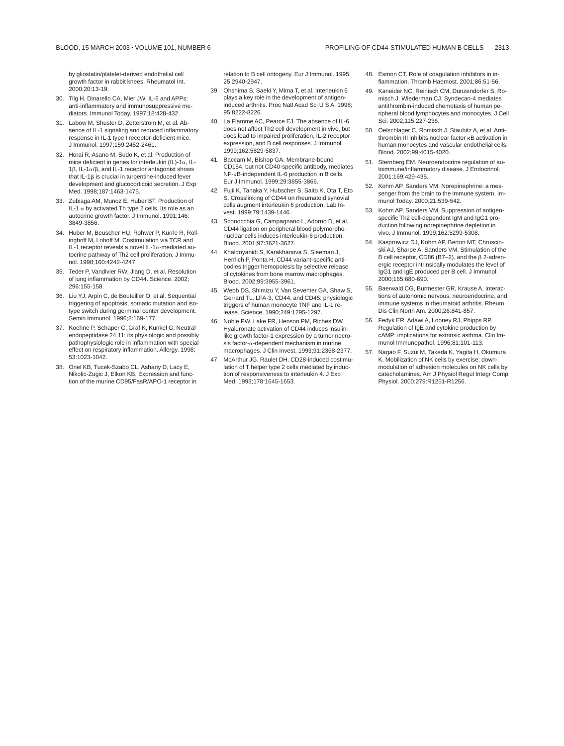by gliostatin/platelet-derived endothelial cell growth factor in rabbit knees. Rheumatol Int. 2000;20:13-19.

30. Tilg H, Dinarello CA, Mier JW. IL-6 and APPs: anti-inflammatory and immunosuppressive mediators. Immunol Today. 1997;18:428-432.
31. Labow M, Shuster D, Zetterstrom M, et al. Absence of IL-1 signaling and reduced inflammatory response in IL-1 type I receptor-deficient mice. J Immunol. 1997;159:2452-2461.
32. Horai R, Asano M, Sudo K, et al. Production of mice deficient in genes for interleukin (IL)-1α, IL-1β, IL-1α/β, and IL-1 receptor antagonist shows that IL-1β is crucial in turpentine-induced fever development and glucocorticoid secretion. J Exp Med. 1998;187:1463-1475.
33. Zubiaga AM, Munoz E, Huber BT. Production of IL-1 α by activated Th type 2 cells. Its role as an autocrine growth factor. J Immunol. 1991;146:3849-3856.
34. Huber M, Beuscher HU, Rohwer P, Kurrle R, Rollinghoff M, Lohoff M. Costimulation via TCR and IL-1 receptor reveals a novel IL-1α-mediated autocrine pathway of Th2 cell proliferation. J Immunol. 1998;160:4242-4247.
35. Teder P, Vandivier RW, Jiang D, et al. Resolution of lung inflammation by CD44. Science. 2002;296:155-158.
36. Liu YJ, Arpin C, de Bouteiller O, et al. Sequential triggering of apoptosis, somatic mutation and isotype switch during germinal center development. Semin Immunol. 1996;8:169-177.
37. Koehne P, Schaper C, Graf K, Kunkel G. Neutral endopeptidase 24.11: its physiologic and possibly pathophysiologic role in inflammation with special effect on respiratory inflammation. Allergy. 1998;53:1023-1042.
38. Onel KB, Tucek-Szabo CL, Ashany D, Lacy E, Nikolic-Zugic J, Elkon KB. Expression and function of the murine CD95/FasR/APO-1 receptor in relation to B cell ontogeny. Eur J Immunol. 1995;25:2940-2947.
39. Ohshima S, Saeki Y, Mima T, et al. Interleukin 6 plays a key role in the development of antigen-induced arthritis. Proc Natl Acad Sci U S A. 1998;95:8222-8226.
40. La Flamme AC, Pearce EJ. The absence of IL-6 does not affect Th2 cell development in vivo, but does lead to impaired proliferation, IL-2 receptor expression, and B cell responses. J Immunol. 1999;162:5829-5837.
41. Baccam M, Bishop GA. Membrane-bound CD154, but not CD40-specific antibody, mediates NF-κB-independent IL-6 production in B cells. Eur J Immunol. 1999;29:3855-3866.
42. Fujii K, Tanaka Y, Hubscher S, Saito K, Ota T, Eto S. Crosslinking of CD44 on rheumatoid synovial cells augment interleukin 6 production. Lab Invest. 1999;79:1439-1446.
43. Sconocchia G, Campagnano L, Adorno D, et al. CD44 ligation on peripheral blood polymorphonuclear cells induces interleukin-6 production. Blood. 2001;97:3621-3627.
44. Khaldoyanidi S, Karakhanova S, Sleeman J, Herrlich P, Ponta H. CD44 variant-specific antibodies trigger hemopoiesis by selective release of cytokines from bone marrow macrophages. Blood. 2002;99:3955-3961.
45. Webb DS, Shimizu Y, Van Seventer GA, Shaw S, Gerrard TL. LFA-3, CD44, and CD45: physiologic triggers of human monocyte TNF and IL-1 release. Science. 1990;249:1295-1297.
46. Noble PW, Lake FR, Henson PM, Riches DW. Hyaluronate activation of CD44 induces insulin-like growth factor-1 expression by a tumor necrosis factor-α-dependent mechanism in murine macrophages. J Clin Invest. 1993;91:2368-2377.
47. McArthur JG, Raulet DH. CD28-induced costimulation of T helper type 2 cells mediated by induction of responsiveness to interleukin 4. J Exp Med. 1993;178:1645-1653.
48. Esmon CT. Role of coagulation inhibitors in inflammation. Thromb Haemost. 2001;86:51-56.
49. Kaneider NC, Reinisch CM, Dunzendorfer S, Romisch J, Wiederman CJ. Syndecan-4 mediates antithrombin-induced chemotaxis of human peripheral blood lymphocytes and monocytes. J Cell Sci. 2002;115:227-236.
50. Oelschlager C, Romisch J, Staubitz A, et al. Antithrombin III inhibits nuclear factor κB activation in human monocytes and vascular endothelial cells. Blood. 2002;99:4015-4020.
51. Sternberg EM. Neuroendocrine regulation of autoimmune/inflammatory disease. J Endocrinol. 2001;169:429-435.
52. Kohm AP, Sanders VM. Norepinephrine: a messenger from the brain to the immune system. Immunol Today. 2000;21:539-542.
53. Kohm AP, Sanders VM. Suppression of antigen-specific Th2 cell-dependent IgM and IgG1 production following norepinephrine depletion in vivo. J Immunol. 1999;162:5299-5308.
54. Kasprowicz DJ, Kohm AP, Berton MT, Chruscinski AJ, Sharpe A, Sanders VM. Stimulation of the B cell receptor, CD86 (B7–2), and the β 2-adrenergic receptor intrinsically modulates the level of IgG1 and IgE produced per B cell. J Immunol. 2000;165:680-690.
55. Baerwald CG, Burmester GR, Krause A. Interactions of autonomic nervous, neuroendocrine, and immune systems in rheumatoid arthritis. Rheum Dis Clin North Am. 2000;26:841-857.
56. Fedyk ER, Adawi A, Looney RJ, Phipps RP. Regulation of IgE and cytokine production by cAMP: implications for extrinsic asthma. Clin Immunol Immunopathol. 1996;81:101-113.
57. Nagao F, Suzui M, Takeda K, Yagita H, Okumura K. Mobilization of NK cells by exercise: downmodulation of adhesion molecules on NK cells by catecholamines. Am J Physiol Regul Integr Comp Physiol. 2000;279:R1251-R1256.